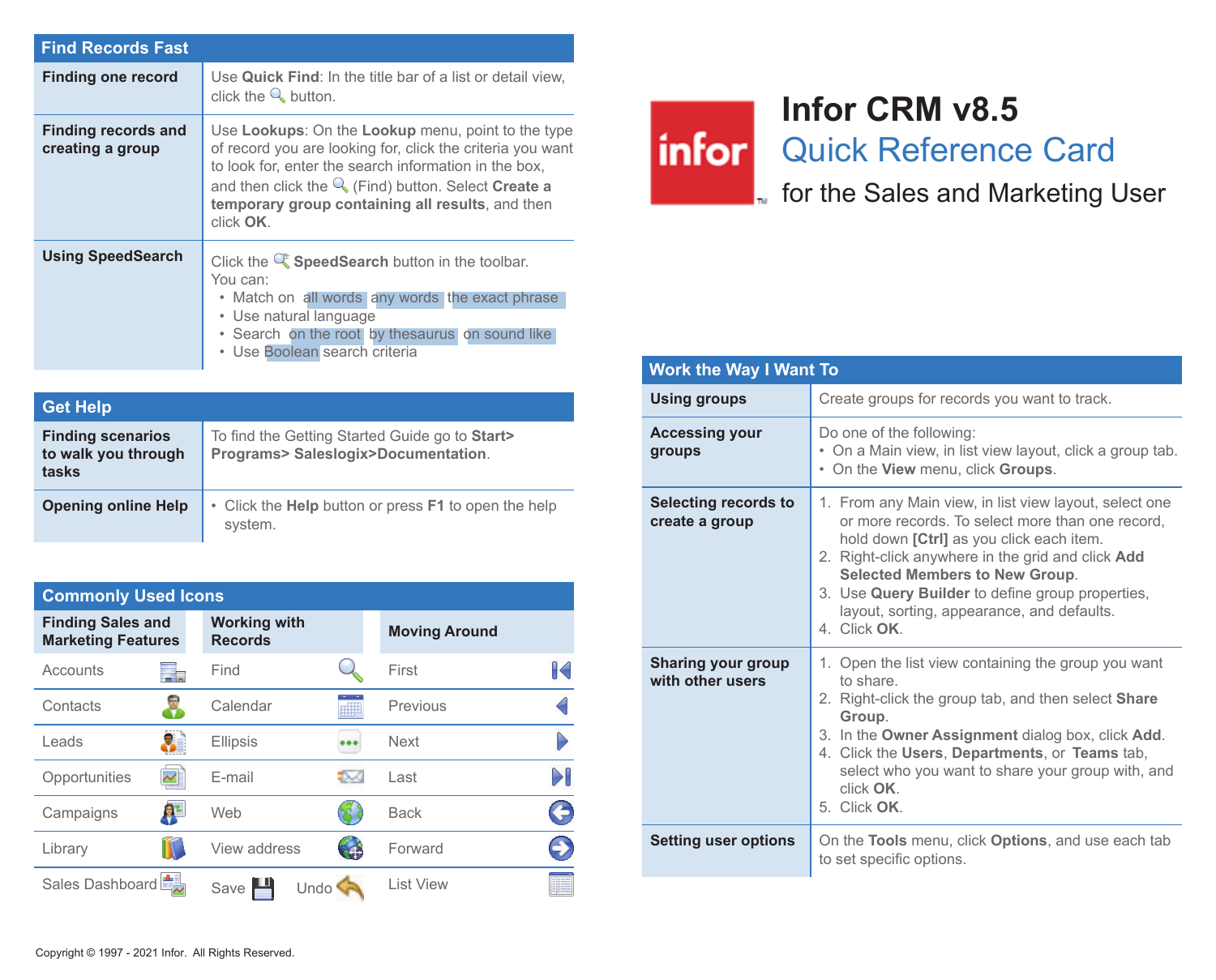# Infor CRM v8.5

## Quick Reference Card

### for the Sales and Marketing User

## Find Records Fast

| | |
|---|---|
| **Finding one record** | Use **Quick Find**: In the title bar of a list or detail view, click the button. |
| **Finding records and creating a group** | Use **Lookups**: On the **Lookup** menu, point to the type of record you are looking for, click the criteria you want to look for, enter the search information in the box, and then click the (Find) button. Select **Create a temporary group containing all results**, and then click **OK**. |
| **Using SpeedSearch** | Click the **SpeedSearch** button in the toolbar. You can: • Match on all words any words the exact phrase • Use natural language • Search on the root by thesaurus on sound like • Use Boolean search criteria |

## Get Help

| | |
|---|---|
| **Finding scenarios to walk you through tasks** | To find the Getting Started Guide go to **Start> Programs> Saleslogix>Documentation**. |
| **Opening online Help** | • Click the **Help** button or press **F1** to open the help system. |

## Commonly Used Icons

| Finding Sales and Marketing Features | Working with Records | Moving Around |
|---|---|---|
| Accounts | Find | First |
| Contacts | Calendar | Previous |
| Leads | Ellipsis | Next |
| Opportunities | E-mail | Last |
| Campaigns | Web | Back |
| Library | View address | Forward |
| Sales Dashboard | Save Undo | List View |

## Work the Way I Want To

| | |
|---|---|
| **Using groups** | Create groups for records you want to track. |
| **Accessing your groups** | Do one of the following: • On a Main view, in list view layout, click a group tab. • On the **View** menu, click **Groups**. |
| **Selecting records to create a group** | 1. From any Main view, in list view layout, select one or more records. To select more than one record, hold down **[Ctrl]** as you click each item. 2. Right-click anywhere in the grid and click **Add Selected Members to New Group**. 3. Use **Query Builder** to define group properties, layout, sorting, appearance, and defaults. 4. Click **OK**. |
| **Sharing your group with other users** | 1. Open the list view containing the group you want to share. 2. Right-click the group tab, and then select **Share Group**. 3. In the **Owner Assignment** dialog box, click **Add**. 4. Click the **Users**, **Departments**, or **Teams** tab, select who you want to share your group with, and click **OK**. 5. Click **OK**. |
| **Setting user options** | On the **Tools** menu, click **Options**, and use each tab to set specific options. |

Copyright © 1997 - 2021 Infor. All Rights Reserved.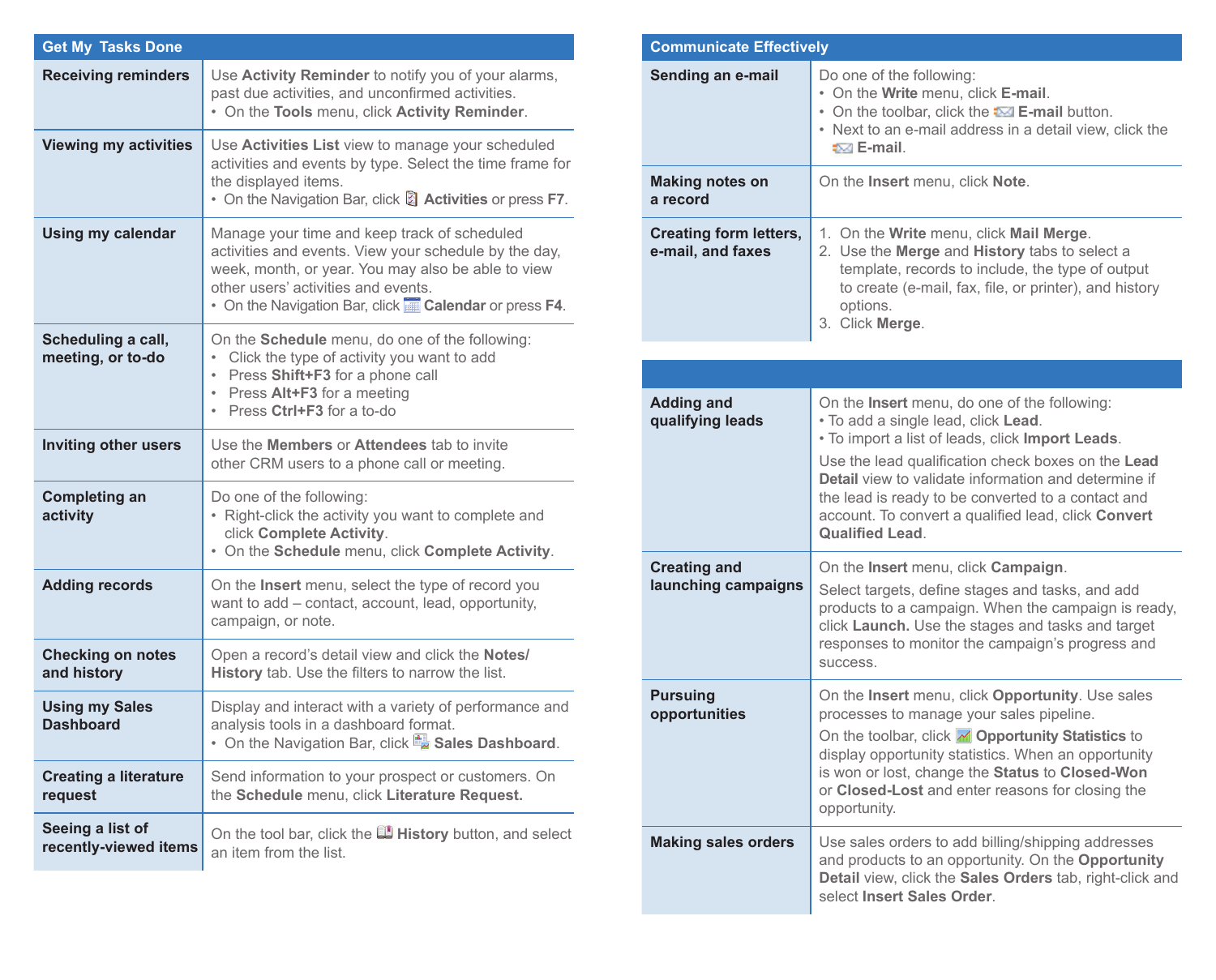| Get My Tasks Done | |
|---|---|
| **Receiving reminders** | Use **Activity Reminder** to notify you of your alarms, past due activities, and unconfirmed activities.<br>• On the **Tools** menu, click **Activity Reminder**. |
| **Viewing my activities** | Use **Activities List** view to manage your scheduled activities and events by type. Select the time frame for the displayed items.<br>• On the Navigation Bar, click **Activities** or press **F7**. |
| **Using my calendar** | Manage your time and keep track of scheduled activities and events. View your schedule by the day, week, month, or year. You may also be able to view other users' activities and events.<br>• On the Navigation Bar, click **Calendar** or press **F4**. |
| **Scheduling a call, meeting, or to-do** | On the **Schedule** menu, do one of the following:<br>• Click the type of activity you want to add<br>• Press **Shift+F3** for a phone call<br>• Press **Alt+F3** for a meeting<br>• Press **Ctrl+F3** for a to-do |
| **Inviting other users** | Use the **Members** or **Attendees** tab to invite other CRM users to a phone call or meeting. |
| **Completing an activity** | Do one of the following:<br>• Right-click the activity you want to complete and click **Complete Activity**.<br>• On the **Schedule** menu, click **Complete Activity**. |
| **Adding records** | On the **Insert** menu, select the type of record you want to add – contact, account, lead, opportunity, campaign, or note. |
| **Checking on notes and history** | Open a record's detail view and click the **Notes/ History** tab. Use the filters to narrow the list. |
| **Using my Sales Dashboard** | Display and interact with a variety of performance and analysis tools in a dashboard format.<br>• On the Navigation Bar, click **Sales Dashboard**. |
| **Creating a literature request** | Send information to your prospect or customers. On the **Schedule** menu, click **Literature Request.** |
| **Seeing a list of recently-viewed items** | On the tool bar, click the **History** button, and select an item from the list. |

| Communicate Effectively | |
|---|---|
| **Sending an e-mail** | Do one of the following:<br>• On the **Write** menu, click **E-mail**.<br>• On the toolbar, click the **E-mail** button.<br>• Next to an e-mail address in a detail view, click the **E-mail**. |
| **Making notes on a record** | On the **Insert** menu, click **Note**. |
| **Creating form letters, e-mail, and faxes** | 1. On the **Write** menu, click **Mail Merge**.<br>2. Use the **Merge** and **History** tabs to select a template, records to include, the type of output to create (e-mail, fax, file, or printer), and history options.<br>3. Click **Merge**. |

| | |
|---|---|
| **Adding and qualifying leads** | On the **Insert** menu, do one of the following:<br>• To add a single lead, click **Lead**.<br>• To import a list of leads, click **Import Leads**.<br>Use the lead qualification check boxes on the **Lead Detail** view to validate information and determine if the lead is ready to be converted to a contact and account. To convert a qualified lead, click **Convert Qualified Lead**. |
| **Creating and launching campaigns** | On the **Insert** menu, click **Campaign**.<br>Select targets, define stages and tasks, and add products to a campaign. When the campaign is ready, click **Launch.** Use the stages and tasks and target responses to monitor the campaign's progress and success. |
| **Pursuing opportunities** | On the **Insert** menu, click **Opportunity**. Use sales processes to manage your sales pipeline.<br>On the toolbar, click **Opportunity Statistics** to display opportunity statistics. When an opportunity is won or lost, change the **Status** to **Closed-Won** or **Closed-Lost** and enter reasons for closing the opportunity. |
| **Making sales orders** | Use sales orders to add billing/shipping addresses and products to an opportunity. On the **Opportunity Detail** view, click the **Sales Orders** tab, right-click and select **Insert Sales Order**. |